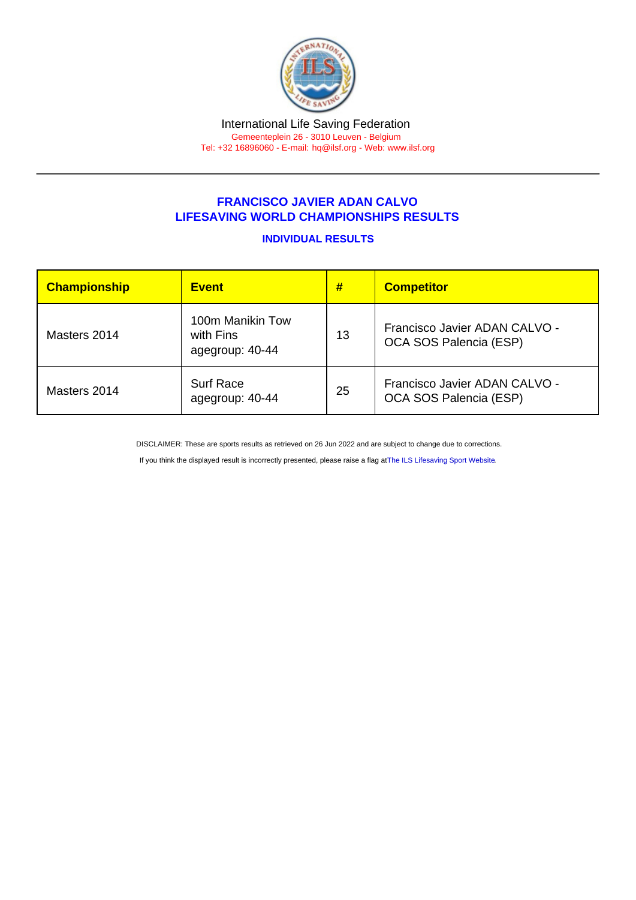International Life Saving Federation

Gemeenteplein 26 - 3010 Leuven - Belgium

Tel: +32 16896060 - E-mail: hq@ilsf.org - Web: www.ilsf.org

## FRANCISCO JAVIER ADAN CALVO
## LIFESAVING WORLD CHAMPIONSHIPS RESULTS

### INDIVIDUAL RESULTS

| Championship | Event | # | Competitor |
|---|---|---|---|
| Masters 2014 | 100m Manikin Tow with Fins agegroup: 40-44 | 13 | Francisco Javier ADAN CALVO - OCA SOS Palencia (ESP) |
| Masters 2014 | Surf Race agegroup: 40-44 | 25 | Francisco Javier ADAN CALVO - OCA SOS Palencia (ESP) |

DISCLAIMER: These are sports results as retrieved on 26 Jun 2022 and are subject to change due to corrections.

If you think the displayed result is incorrectly presented, please raise a flag at The ILS Lifesaving Sport Website.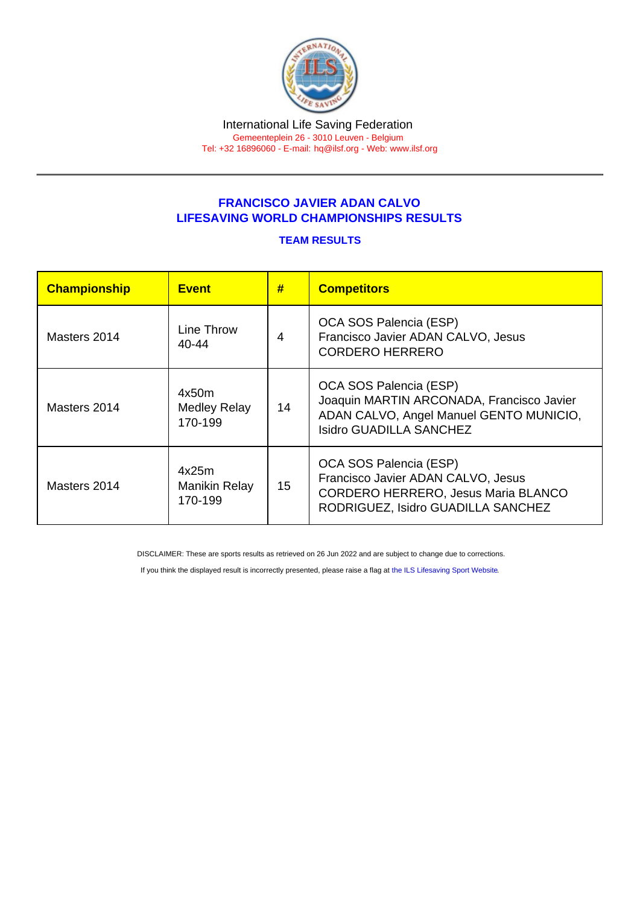International Life Saving Federation

Gemeenteplein 26 - 3010 Leuven - Belgium

Tel: +32 16896060 - E-mail: hq@ilsf.org - Web: www.ilsf.org

## FRANCISCO JAVIER ADAN CALVO
## LIFESAVING WORLD CHAMPIONSHIPS RESULTS

### TEAM RESULTS

| Championship | Event | # | Competitors |
|---|---|---|---|
| Masters 2014 | Line Throw 40-44 | 4 | OCA SOS Palencia (ESP) Francisco Javier ADAN CALVO, Jesus CORDERO HERRERO |
| Masters 2014 | 4x50m Medley Relay 170-199 | 14 | OCA SOS Palencia (ESP) Joaquin MARTIN ARCONADA, Francisco Javier ADAN CALVO, Angel Manuel GENTO MUNICIO, Isidro GUADILLA SANCHEZ |
| Masters 2014 | 4x25m Manikin Relay 170-199 | 15 | OCA SOS Palencia (ESP) Francisco Javier ADAN CALVO, Jesus CORDERO HERRERO, Jesus Maria BLANCO RODRIGUEZ, Isidro GUADILLA SANCHEZ |

DISCLAIMER: These are sports results as retrieved on 26 Jun 2022 and are subject to change due to corrections.

If you think the displayed result is incorrectly presented, please raise a flag at the ILS Lifesaving Sport Website.